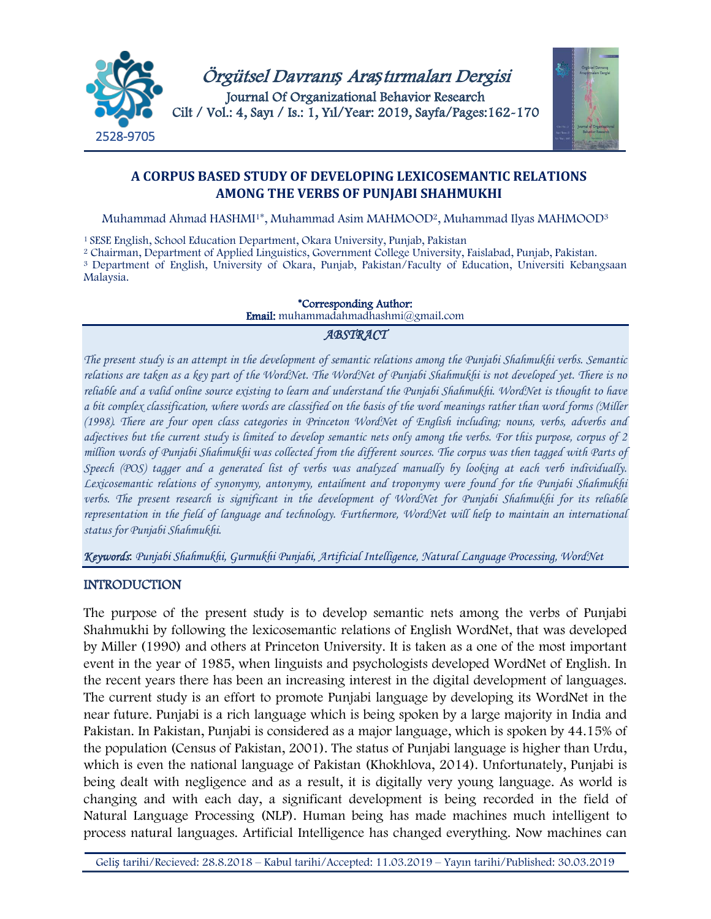# A CORPUS BASED STUDY OF DEVELOPING LEXICOSEMANTIC RELATIONS AMONG THE VERBS OF PUNJABI SHAHMUKHI

Muhammad Ahmad HASHMI[1*], Muhammad Asim MAHMOOD[2], Muhammad Ilyas MAHMOOD[3]

[1] SESE English, School Education Department, Okara University, Punjab, Pakistan
[2] Chairman, Department of Applied Linguistics, Government College University, Faislabad, Punjab, Pakistan.
[3] Department of English, University of Okara, Punjab, Pakistan/Faculty of Education, Universiti Kebangsaan Malaysia.

**\*Corresponding Author:**
**Email:** muhammadahmadhashmi@gmail.com

## *ABSTRACT*

*The present study is an attempt in the development of semantic relations among the Punjabi Shahmukhi verbs. Semantic relations are taken as a key part of the WordNet. The WordNet of Punjabi Shahmukhi is not developed yet. There is no reliable and a valid online source existing to learn and understand the Punjabi Shahmukhi. WordNet is thought to have a bit complex classification, where words are classified on the basis of the word meanings rather than word forms (Miller (1998). There are four open class categories in Princeton WordNet of English including; nouns, verbs, adverbs and adjectives but the current study is limited to develop semantic nets only among the verbs. For this purpose, corpus of 2 million words of Punjabi Shahmukhi was collected from the different sources. The corpus was then tagged with Parts of Speech (POS) tagger and a generated list of verbs was analyzed manually by looking at each verb individually. Lexicosemantic relations of synonymy, antonymy, entailment and troponymy were found for the Punjabi Shahmukhi verbs. The present research is significant in the development of WordNet for Punjabi Shahmukhi for its reliable representation in the field of language and technology. Furthermore, WordNet will help to maintain an international status for Punjabi Shahmukhi.*

***Keywords***: *Punjabi Shahmukhi, Gurmukhi Punjabi, Artificial Intelligence, Natural Language Processing, WordNet*

## INTRODUCTION

The purpose of the present study is to develop semantic nets among the verbs of Punjabi Shahmukhi by following the lexicosemantic relations of English WordNet, that was developed by Miller (1990) and others at Princeton University. It is taken as a one of the most important event in the year of 1985, when linguists and psychologists developed WordNet of English. In the recent years there has been an increasing interest in the digital development of languages. The current study is an effort to promote Punjabi language by developing its WordNet in the near future. Punjabi is a rich language which is being spoken by a large majority in India and Pakistan. In Pakistan, Punjabi is considered as a major language, which is spoken by 44.15% of the population (Census of Pakistan, 2001). The status of Punjabi language is higher than Urdu, which is even the national language of Pakistan (Khokhlova, 2014). Unfortunately, Punjabi is being dealt with negligence and as a result, it is digitally very young language. As world is changing and with each day, a significant development is being recorded in the field of Natural Language Processing (NLP). Human being has made machines much intelligent to process natural languages. Artificial Intelligence has changed everything. Now machines can

Geliş tarihi/Recieved: 28.8.2018 – Kabul tarihi/Accepted: 11.03.2019 – Yayın tarihi/Published: 30.03.2019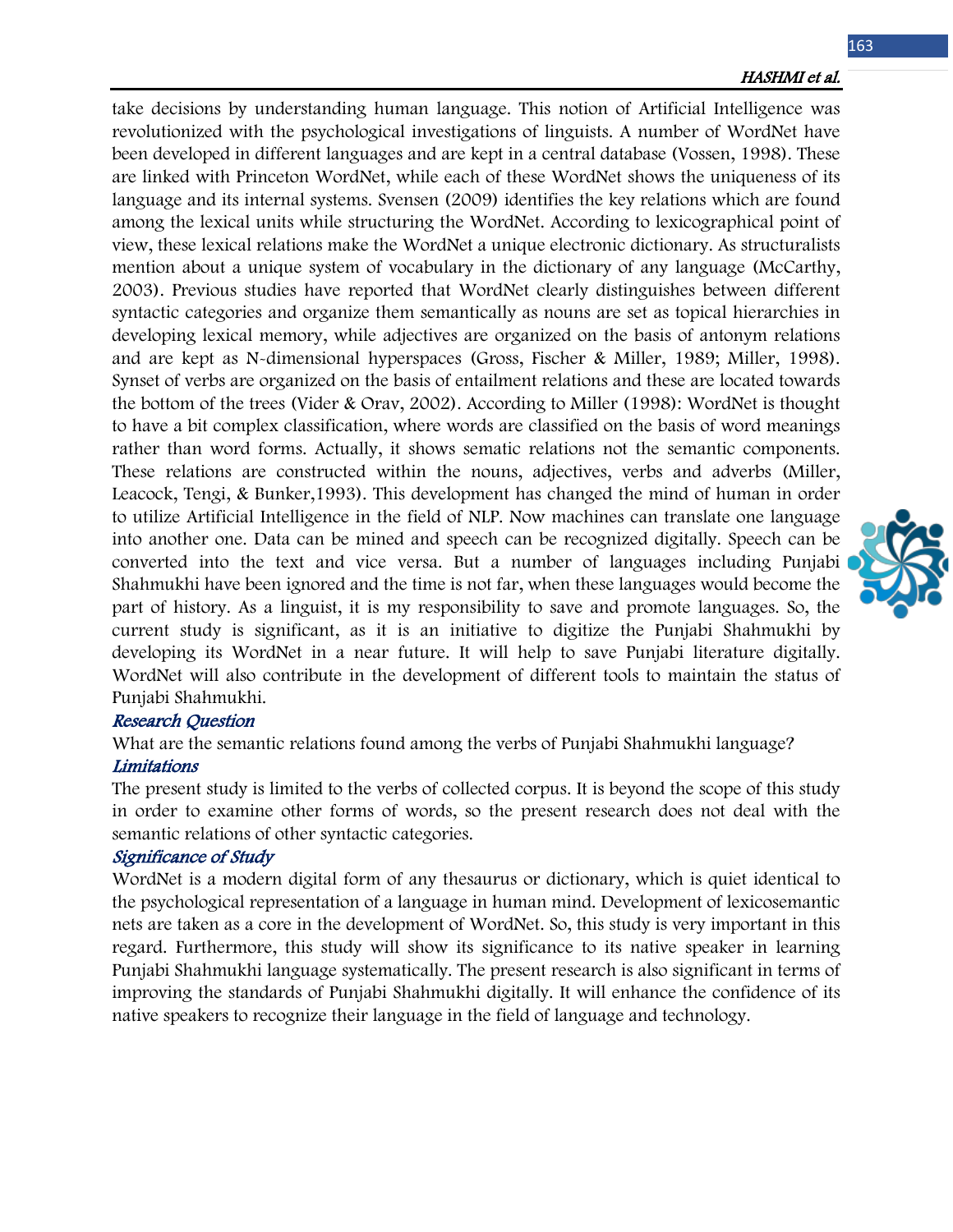take decisions by understanding human language. This notion of Artificial Intelligence was revolutionized with the psychological investigations of linguists. A number of WordNet have been developed in different languages and are kept in a central database (Vossen, 1998). These are linked with Princeton WordNet, while each of these WordNet shows the uniqueness of its language and its internal systems. Svensen (2009) identifies the key relations which are found among the lexical units while structuring the WordNet. According to lexicographical point of view, these lexical relations make the WordNet a unique electronic dictionary. As structuralists mention about a unique system of vocabulary in the dictionary of any language (McCarthy, 2003). Previous studies have reported that WordNet clearly distinguishes between different syntactic categories and organize them semantically as nouns are set as topical hierarchies in developing lexical memory, while adjectives are organized on the basis of antonym relations and are kept as N-dimensional hyperspaces (Gross, Fischer & Miller, 1989; Miller, 1998). Synset of verbs are organized on the basis of entailment relations and these are located towards the bottom of the trees (Vider & Orav, 2002). According to Miller (1998): WordNet is thought to have a bit complex classification, where words are classified on the basis of word meanings rather than word forms. Actually, it shows sematic relations not the semantic components. These relations are constructed within the nouns, adjectives, verbs and adverbs (Miller, Leacock, Tengi, & Bunker,1993). This development has changed the mind of human in order to utilize Artificial Intelligence in the field of NLP. Now machines can translate one language into another one. Data can be mined and speech can be recognized digitally. Speech can be converted into the text and vice versa. But a number of languages including Punjabi Shahmukhi have been ignored and the time is not far, when these languages would become the part of history. As a linguist, it is my responsibility to save and promote languages. So, the current study is significant, as it is an initiative to digitize the Punjabi Shahmukhi by developing its WordNet in a near future. It will help to save Punjabi literature digitally. WordNet will also contribute in the development of different tools to maintain the status of Punjabi Shahmukhi.

### Research Question

What are the semantic relations found among the verbs of Punjabi Shahmukhi language?

### Limitations

The present study is limited to the verbs of collected corpus. It is beyond the scope of this study in order to examine other forms of words, so the present research does not deal with the semantic relations of other syntactic categories.

### Significance of Study

WordNet is a modern digital form of any thesaurus or dictionary, which is quiet identical to the psychological representation of a language in human mind. Development of lexicosemantic nets are taken as a core in the development of WordNet. So, this study is very important in this regard. Furthermore, this study will show its significance to its native speaker in learning Punjabi Shahmukhi language systematically. The present research is also significant in terms of improving the standards of Punjabi Shahmukhi digitally. It will enhance the confidence of its native speakers to recognize their language in the field of language and technology.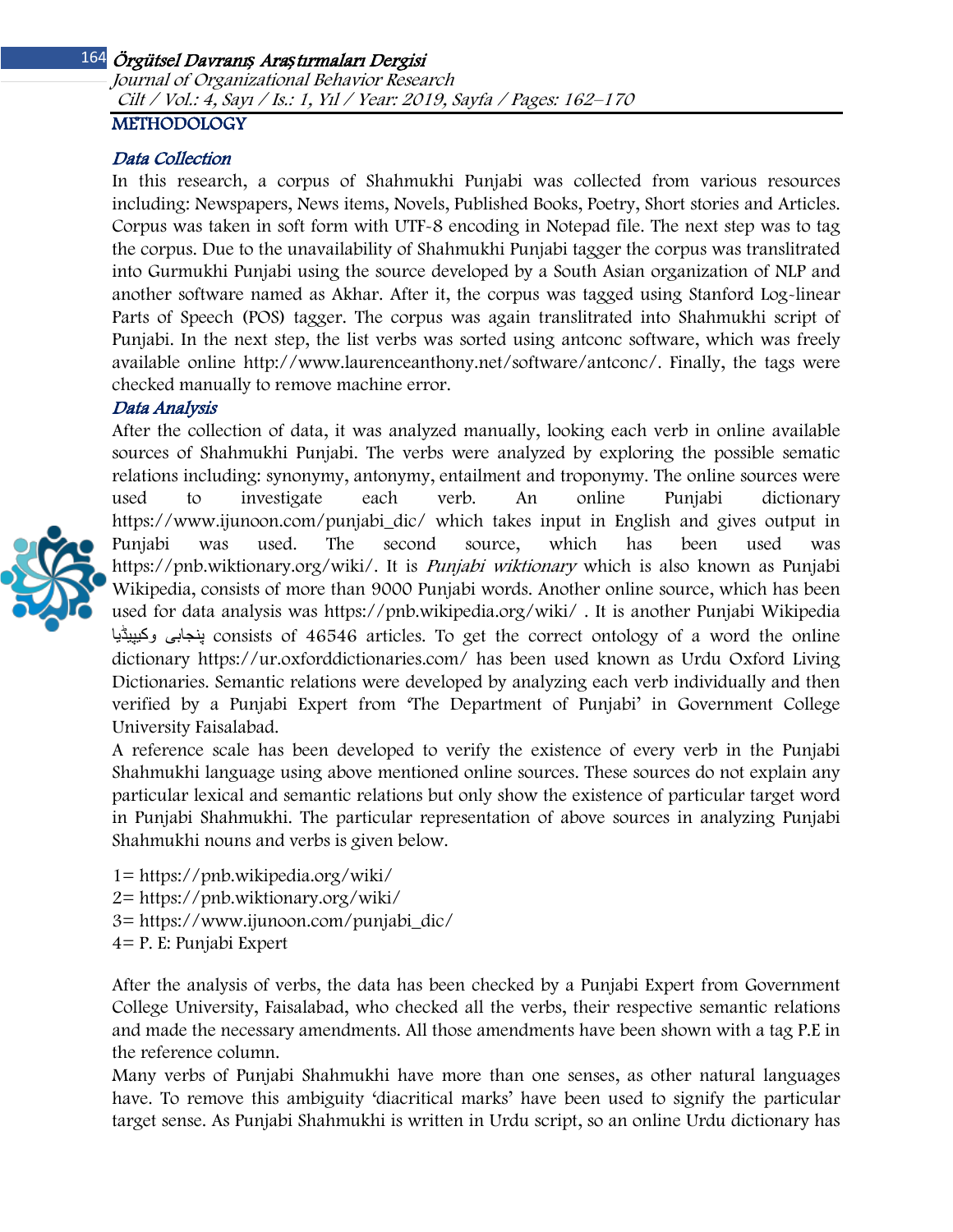## METHODOLOGY

### *Data Collection*

In this research, a corpus of Shahmukhi Punjabi was collected from various resources including: Newspapers, News items, Novels, Published Books, Poetry, Short stories and Articles. Corpus was taken in soft form with UTF-8 encoding in Notepad file. The next step was to tag the corpus. Due to the unavailability of Shahmukhi Punjabi tagger the corpus was translitrated into Gurmukhi Punjabi using the source developed by a South Asian organization of NLP and another software named as Akhar. After it, the corpus was tagged using Stanford Log-linear Parts of Speech (POS) tagger. The corpus was again translitrated into Shahmukhi script of Punjabi. In the next step, the list verbs was sorted using antconc software, which was freely available online http://www.laurenceanthony.net/software/antconc/. Finally, the tags were checked manually to remove machine error.

### *Data Analysis*

After the collection of data, it was analyzed manually, looking each verb in online available sources of Shahmukhi Punjabi. The verbs were analyzed by exploring the possible sematic relations including: synonymy, antonymy, entailment and troponymy. The online sources were used to investigate each verb. An online Punjabi dictionary https://www.ijunoon.com/punjabi_dic/ which takes input in English and gives output in Punjabi was used. The second source, which has been used was https://pnb.wiktionary.org/wiki/. It is *Punjabi wiktionary* which is also known as Punjabi Wikipedia, consists of more than 9000 Punjabi words. Another online source, which has been used for data analysis was https://pnb.wikipedia.org/wiki/ . It is another Punjabi Wikipedia پنجابی وکیپیڈیا consists of 46546 articles. To get the correct ontology of a word the online dictionary https://ur.oxforddictionaries.com/ has been used known as Urdu Oxford Living Dictionaries. Semantic relations were developed by analyzing each verb individually and then verified by a Punjabi Expert from 'The Department of Punjabi' in Government College University Faisalabad.

A reference scale has been developed to verify the existence of every verb in the Punjabi Shahmukhi language using above mentioned online sources. These sources do not explain any particular lexical and semantic relations but only show the existence of particular target word in Punjabi Shahmukhi. The particular representation of above sources in analyzing Punjabi Shahmukhi nouns and verbs is given below.

1= https://pnb.wikipedia.org/wiki/
2= https://pnb.wiktionary.org/wiki/
3= https://www.ijunoon.com/punjabi_dic/
4= P. E: Punjabi Expert

After the analysis of verbs, the data has been checked by a Punjabi Expert from Government College University, Faisalabad, who checked all the verbs, their respective semantic relations and made the necessary amendments. All those amendments have been shown with a tag P.E in the reference column.

Many verbs of Punjabi Shahmukhi have more than one senses, as other natural languages have. To remove this ambiguity 'diacritical marks' have been used to signify the particular target sense. As Punjabi Shahmukhi is written in Urdu script, so an online Urdu dictionary has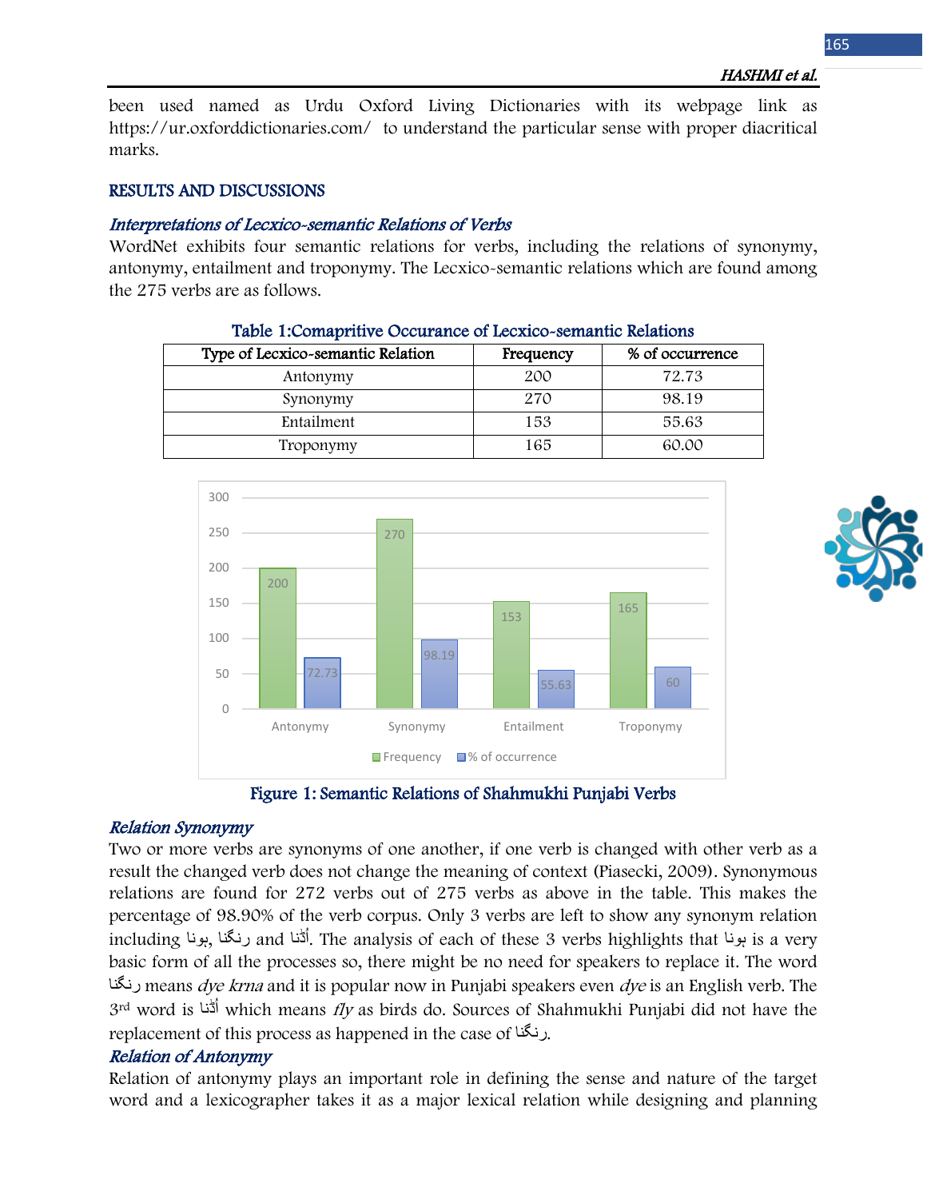been used named as Urdu Oxford Living Dictionaries with its webpage link as https://ur.oxforddictionaries.com/ to understand the particular sense with proper diacritical marks.

## RESULTS AND DISCUSSIONS

### *Interpretations of Lecxico-semantic Relations of Verbs*

WordNet exhibits four semantic relations for verbs, including the relations of synonymy, antonymy, entailment and troponymy. The Lecxico-semantic relations which are found among the 275 verbs are as follows.

Table 1:Comapritive Occurance of Lecxico-semantic Relations

| Type of Lecxico-semantic Relation | Frequency | % of occurrence |
|---|---|---|
| Antonymy | 200 | 72.73 |
| Synonymy | 270 | 98.19 |
| Entailment | 153 | 55.63 |
| Troponymy | 165 | 60.00 |

Figure 1: Semantic Relations of Shahmukhi Punjabi Verbs

### *Relation Synonymy*

Two or more verbs are synonyms of one another, if one verb is changed with other verb as a result the changed verb does not change the meaning of context (Piasecki, 2009). Synonymous relations are found for 272 verbs out of 275 verbs as above in the table. This makes the percentage of 98.90% of the verb corpus. Only 3 verbs are left to show any synonym relation including ہونا, رنگنا and اُڈّنا. The analysis of each of these 3 verbs highlights that ہونا is a very basic form of all the processes so, there might be no need for speakers to replace it. The word رنگنا means *dye krna* and it is popular now in Punjabi speakers even *dye* is an English verb. The 3rd word is اُڈّنا which means *fly* as birds do. Sources of Shahmukhi Punjabi did not have the replacement of this process as happened in the case of رنگنا.

### *Relation of Antonymy*

Relation of antonymy plays an important role in defining the sense and nature of the target word and a lexicographer takes it as a major lexical relation while designing and planning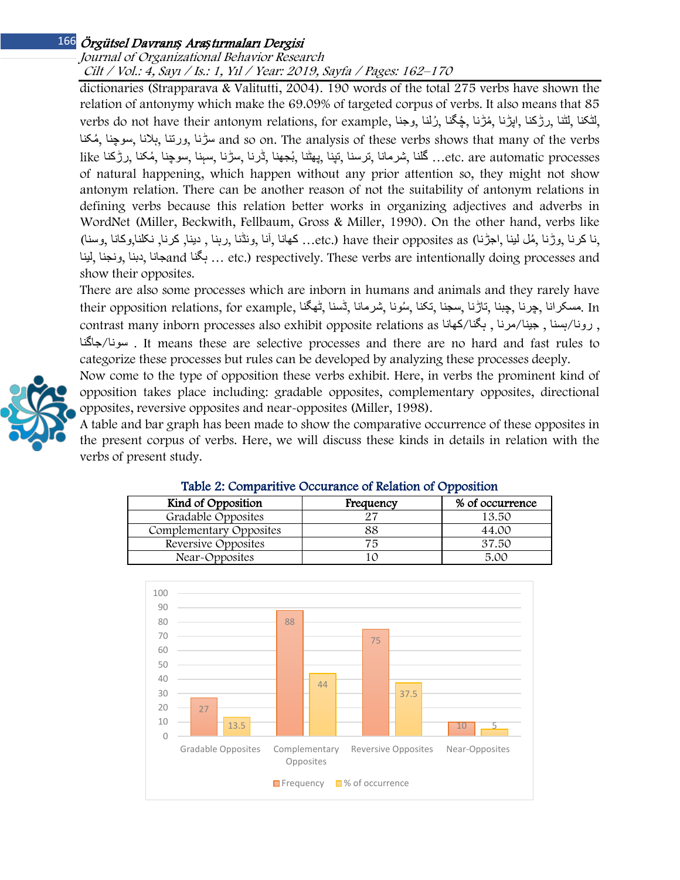dictionaries (Strapparava & Valitutti, 2004). 190 words of the total 275 verbs have shown the relation of antonymy which make the 69.09% of targeted corpus of verbs. It also means that 85 verbs do not have their antonym relations, for example, لٹکنا, لٹنا, رڑکنا, اپڑنا, مُڑنا, چُگنا, رُلنا, وجنا, مُکنا, سوچنا, ہلانا, ورتنا, سڑنا and so on. The analysis of these verbs shows that many of the verbs like رڑکنا, مُکنا, سوچنا, سہنا, سڑنا, ڈرنا, بُجھنا, پھٹنا, تپنا, ترسنا, شرمانا, گلنا …etc. are automatic processes of natural happening, which happen without any prior attention so, they might not show antonym relation. There can be another reason of not the suitability of antonym relations in defining verbs because this relation better works in organizing adjectives and adverbs in WordNet (Miller, Beckwith, Fellbaum, Gross & Miller, 1990). On the other hand, verbs like (وسنا, نکلنا,وکانا, کرنا, دینا , رہنا, ونڈنا, آنا, کھانا …etc.) have their opposites as (اجڑنا, مُل لینا, وڑنا, نا کرنا, لینا, ونجنا, دبنا, جانا and بگنا … etc.) respectively. These verbs are intentionally doing processes and show their opposites.

There are also some processes which are inborn in humans and animals and they rarely have their opposition relations, for example, مسکرانا, چرنا, چینا, تاڑنا, سجنا, تکنا, سُونا, شرمانا, ڈسنا, ٹھگنا. In contrast many inborn processes also exhibit opposite relations as بگنا/کھانا , جینا/مرنا , رونا/ہسنا , سونا/جاگنا . It means these are selective processes and there are no hard and fast rules to categorize these processes but rules can be developed by analyzing these processes deeply.

Now come to the type of opposition these verbs exhibit. Here, in verbs the prominent kind of opposition takes place including: gradable opposites, complementary opposites, directional opposites, reversive opposites and near-opposites (Miller, 1998).

A table and bar graph has been made to show the comparative occurrence of these opposites in the present corpus of verbs. Here, we will discuss these kinds in details in relation with the verbs of present study.

**Table 2: Comparitive Occurance of Relation of Opposition**

| Kind of Opposition | Frequency | % of occurrence |
|---|---|---|
| Gradable Opposites | 27 | 13.50 |
| Complementary Opposites | 88 | 44.00 |
| Reversive Opposites | 75 | 37.50 |
| Near-Opposites | 10 | 5.00 |

| Kind of Opposition | Frequency | % of occurrence |
|---|---|---|
| Gradable Opposites | 27 | 13.5 |
| Complementary Opposites | 88 | 44 |
| Reversive Opposites | 75 | 37.5 |
| Near-Opposites | 10 | 5 |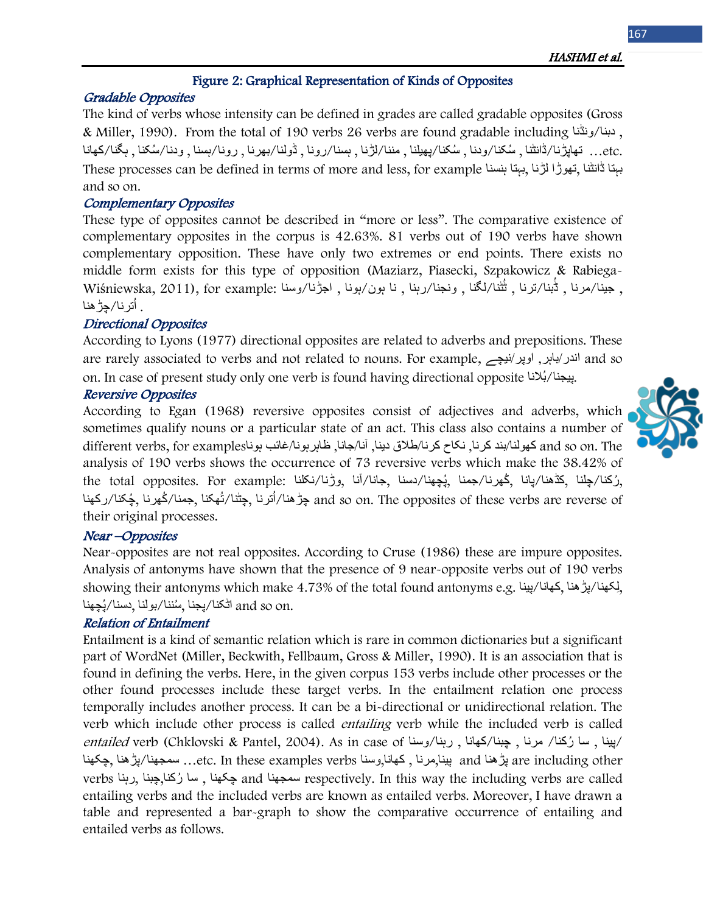## Figure 2: Graphical Representation of Kinds of Opposites

### *Gradable Opposites*

The kind of verbs whose intensity can be defined in grades are called gradable opposites (Gross & Miller, 1990). From the total of 190 verbs 26 verbs are found gradable including دبنا/ونڈنا , تھاپڑنا/ڈانٹنا , سُکنا/ودنا , سُکنا/پھیلنا , منا/لڑنا , ہسنا/رونا , ڈولنا/بھرنا , رونا/ہسنا , ودنا/سُکنا , بگنا/کھانا ...etc. These processes can be defined in terms of more and less, for example بہتا ڈانٹنا ,تھوڑا لڑنا ,بہتا ہنسنا and so on.

### *Complementary Opposites*

These type of opposites cannot be described in "more or less". The comparative existence of complementary opposites in the corpus is 42.63%. 81 verbs out of 190 verbs have shown complementary opposition. These have only two extremes or end points. There exists no middle form exists for this type of opposition (Maziarz, Piasecki, Szpakowicz & Rabiega-Wiśniewska, 2011), for example: جینا/مرنا , ڈُبنا/ترنا , ٹُٹنا/لگنا , ونجنا/رہنا , نا ہون/ہونا , اجڑنا/وسنا , اُترنا/چڑھنا .

### *Directional Opposites*

According to Lyons (1977) directional opposites are related to adverbs and prepositions. These are rarely associated to verbs and not related to nouns. For example, اندر/باہر, اوپر/نیچے and so on. In case of present study only one verb is found having directional opposite بھیجنا/بُلانا.

### *Reversive Opposites*

According to Egan (1968) reversive opposites consist of adjectives and adverbs, which sometimes qualify nouns or a particular state of an act. This class also contains a number of different verbs, for examplesکھولنا/بند کرنا, نکاح کرنا/طلاق دینا, آنا/جانا, ظاہرہونا/غائب ہونا and so on. The analysis of 190 verbs shows the occurrence of 73 reversive verbs which make the 38.42% of the total opposites. For example: رُکنا/چلنا, کڈھنا/پانا, کُھرنا/جمنا, پُچھنا/دسنا, جانا/آنا, وڑنا/نکلنا, چڑھنا/اُترنا, چٹنا/ٹُھکنا, جمنا/کُھرنا, چُکنا/رکھنا and so on. The opposites of these verbs are reverse of their original processes.

### *Near –Opposites*

Near-opposites are not real opposites. According to Cruse (1986) these are impure opposites. Analysis of antonyms have shown that the presence of 9 near-opposite verbs out of 190 verbs showing their antonyms which make 4.73% of the total found antonyms e.g. لِکھنا/پڑھنا, کھانا/پینا, اٹکنا/پچنا, سُننا/بولنا, دسنا/پُچھنا and so on.

### *Relation of Entailment*

Entailment is a kind of semantic relation which is rare in common dictionaries but a significant part of WordNet (Miller, Beckwith, Fellbaum, Gross & Miller, 1990). It is an association that is found in defining the verbs. Here, in the given corpus 153 verbs include other processes or the other found processes include these target verbs. In the entailment relation one process temporally includes another process. It can be a bi-directional or unidirectional relation. The verb which include other process is called *entailing* verb while the included verb is called *entailed* verb (Chklovski & Pantel, 2004). As in case of پینا/ سا رُکنا / مرنا , چبنا/کھانا , رہنا/وسنا, سمجھنا/پڑھنا, چکھنا ...etc. In these examples verbs پینا,مرنا , کھانا,وسنا and پڑھنا are including other verbs سا رُکنا,چبنا ,رہنا, چکھنا and سمجھنا respectively. In this way the including verbs are called entailing verbs and the included verbs are known as entailed verbs. Moreover, I have drawn a table and represented a bar-graph to show the comparative occurrence of entailing and entailed verbs as follows.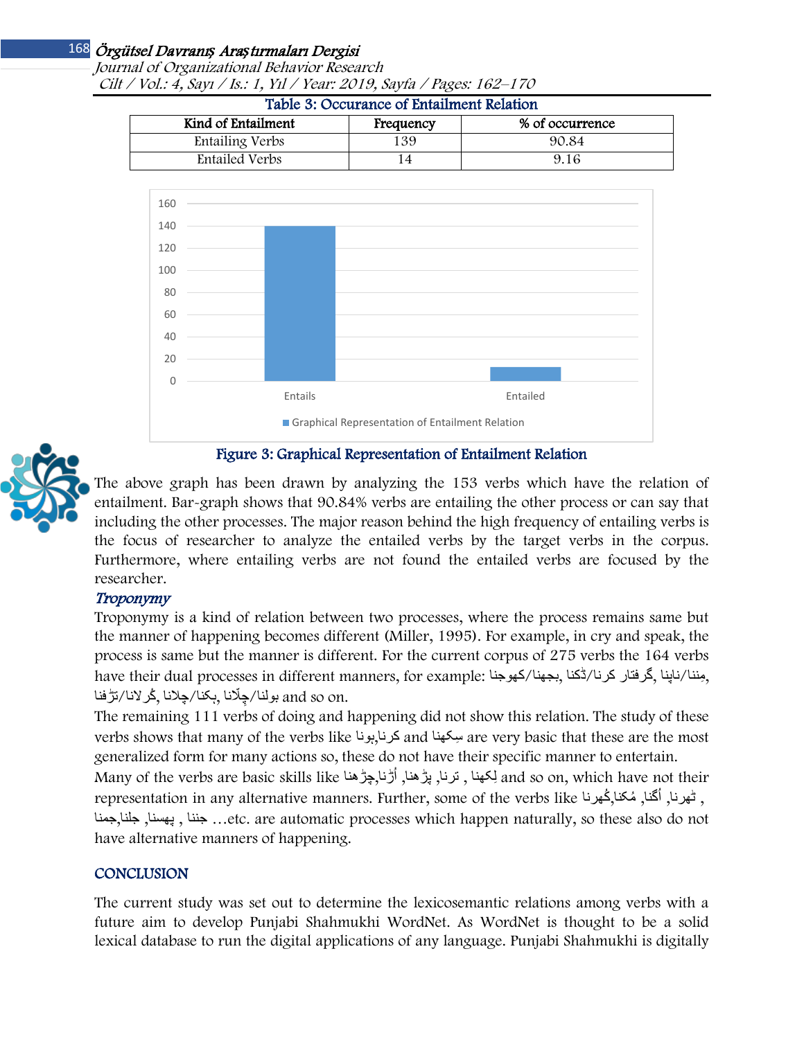Table 3: Occurance of Entailment Relation

| Kind of Entailment | Frequency | % of occurrence |
|---|---|---|
| Entailing Verbs | 139 | 90.84 |
| Entailed Verbs | 14 | 9.16 |

Figure 3: Graphical Representation of Entailment Relation

The above graph has been drawn by analyzing the 153 verbs which have the relation of entailment. Bar-graph shows that 90.84% verbs are entailing the other process or can say that including the other processes. The major reason behind the high frequency of entailing verbs is the focus of researcher to analyze the entailed verbs by the target verbs in the corpus. Furthermore, where entailing verbs are not found the entailed verbs are focused by the researcher.

### *Troponymy*

Troponymy is a kind of relation between two processes, where the process remains same but the manner of happening becomes different (Miller, 1995). For example, in cry and speak, the process is same but the manner is different. For the current corpus of 275 verbs the 164 verbs have their dual processes in different manners, for example: مِننا/ناپنا, گرفتار کرنا/ڈکنا, بجھنا/کھوجنا, بولنا/چلّانا, بکنا/چلانا, گرلانا/تڑفنا and so on.

The remaining 111 verbs of doing and happening did not show this relation. The study of these verbs shows that many of the verbs like کرنا,ہونا and سِکھنا are very basic that these are the most generalized form for many actions so, these do not have their specific manner to entertain.

Many of the verbs are basic skills like لِکھنا , ترنا, پڑھنا, اُڑنا,چڑھنا and so on, which have not their representation in any alternative manners. Further, some of the verbs like ٹھرنا, اُگنا, مُکنا,کُھرنا , جننا , پھسنا, جلنا,جمنا …etc. are automatic processes which happen naturally, so these also do not have alternative manners of happening.

## CONCLUSION

The current study was set out to determine the lexicosemantic relations among verbs with a future aim to develop Punjabi Shahmukhi WordNet. As WordNet is thought to be a solid lexical database to run the digital applications of any language. Punjabi Shahmukhi is digitally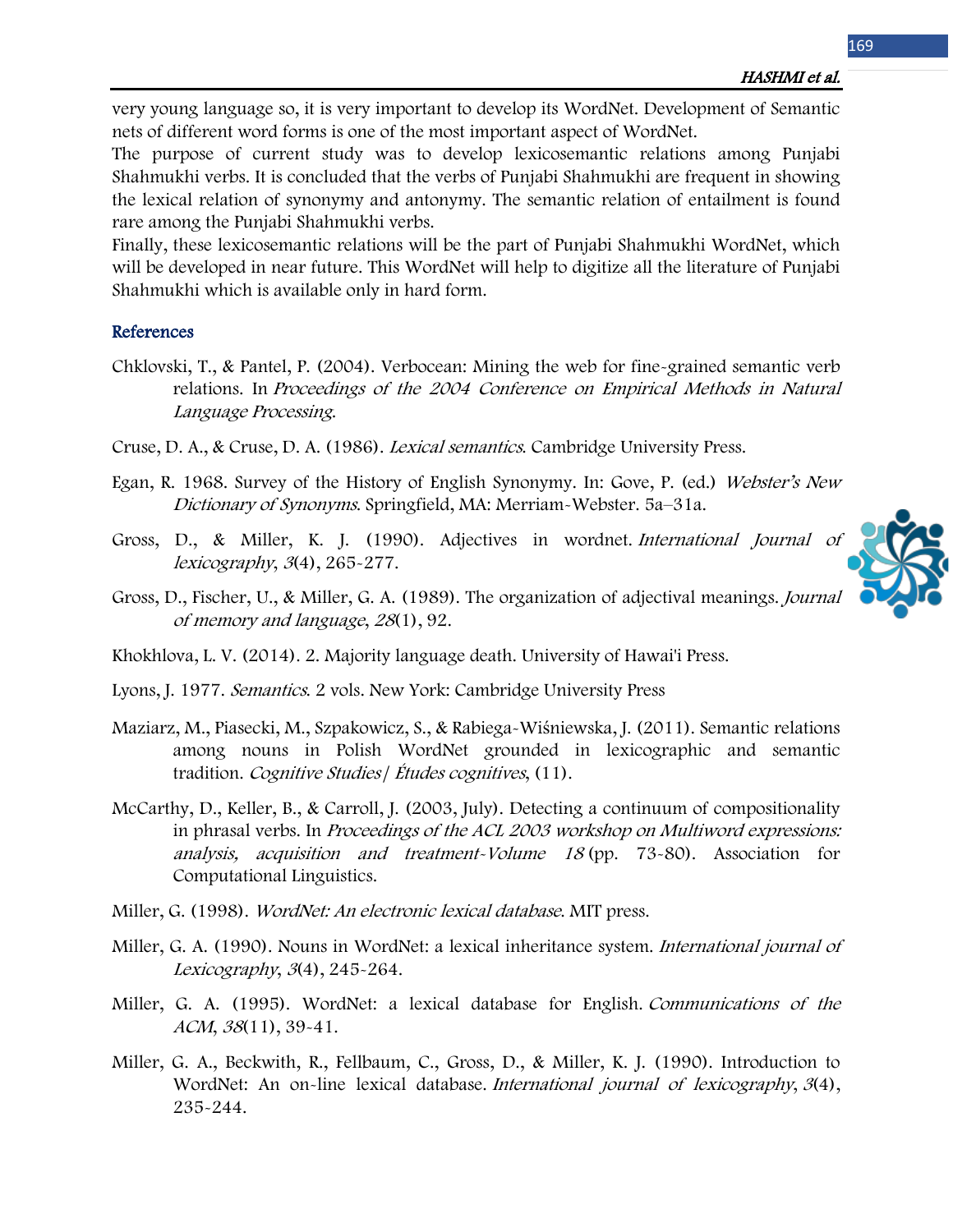very young language so, it is very important to develop its WordNet. Development of Semantic nets of different word forms is one of the most important aspect of WordNet.

The purpose of current study was to develop lexicosemantic relations among Punjabi Shahmukhi verbs. It is concluded that the verbs of Punjabi Shahmukhi are frequent in showing the lexical relation of synonymy and antonymy. The semantic relation of entailment is found rare among the Punjabi Shahmukhi verbs.

Finally, these lexicosemantic relations will be the part of Punjabi Shahmukhi WordNet, which will be developed in near future. This WordNet will help to digitize all the literature of Punjabi Shahmukhi which is available only in hard form.

## References

Chklovski, T., & Pantel, P. (2004). Verbocean: Mining the web for fine-grained semantic verb relations. In *Proceedings of the 2004 Conference on Empirical Methods in Natural Language Processing*.

Cruse, D. A., & Cruse, D. A. (1986). *Lexical semantics*. Cambridge University Press.

Egan, R. 1968. Survey of the History of English Synonymy. In: Gove, P. (ed.) *Webster's New Dictionary of Synonyms*. Springfield, MA: Merriam-Webster. 5a–31a.

Gross, D., & Miller, K. J. (1990). Adjectives in wordnet. *International Journal of lexicography*, *3*(4), 265-277.

Gross, D., Fischer, U., & Miller, G. A. (1989). The organization of adjectival meanings. *Journal of memory and language*, *28*(1), 92.

Khokhlova, L. V. (2014). 2. Majority language death. University of Hawai'i Press.

Lyons, J. 1977. *Semantics*. 2 vols. New York: Cambridge University Press

Maziarz, M., Piasecki, M., Szpakowicz, S., & Rabiega-Wiśniewska, J. (2011). Semantic relations among nouns in Polish WordNet grounded in lexicographic and semantic tradition. *Cognitive Studies| Études cognitives*, (11).

McCarthy, D., Keller, B., & Carroll, J. (2003, July). Detecting a continuum of compositionality in phrasal verbs. In *Proceedings of the ACL 2003 workshop on Multiword expressions: analysis, acquisition and treatment-Volume 18* (pp. 73-80). Association for Computational Linguistics.

Miller, G. (1998). *WordNet: An electronic lexical database*. MIT press.

Miller, G. A. (1990). Nouns in WordNet: a lexical inheritance system. *International journal of Lexicography*, *3*(4), 245-264.

Miller, G. A. (1995). WordNet: a lexical database for English. *Communications of the ACM*, *38*(11), 39-41.

Miller, G. A., Beckwith, R., Fellbaum, C., Gross, D., & Miller, K. J. (1990). Introduction to WordNet: An on-line lexical database. *International journal of lexicography*, *3*(4), 235-244.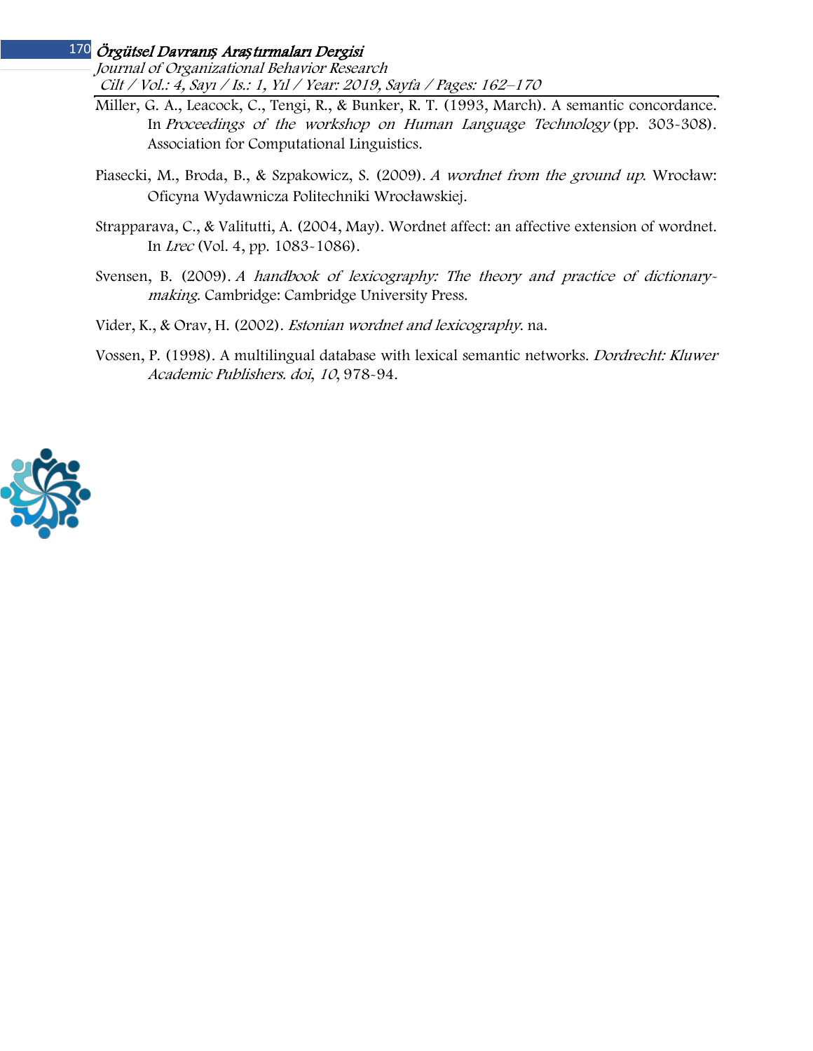Miller, G. A., Leacock, C., Tengi, R., & Bunker, R. T. (1993, March). A semantic concordance. In *Proceedings of the workshop on Human Language Technology* (pp. 303-308). Association for Computational Linguistics.

Piasecki, M., Broda, B., & Szpakowicz, S. (2009). *A wordnet from the ground up*. Wrocław: Oficyna Wydawnicza Politechniki Wrocławskiej.

Strapparava, C., & Valitutti, A. (2004, May). Wordnet affect: an affective extension of wordnet. In *Lrec* (Vol. 4, pp. 1083-1086).

Svensen, B. (2009). *A handbook of lexicography: The theory and practice of dictionary-making*. Cambridge: Cambridge University Press.

Vider, K., & Orav, H. (2002). *Estonian wordnet and lexicography*. na.

Vossen, P. (1998). A multilingual database with lexical semantic networks. *Dordrecht: Kluwer Academic Publishers. doi*, *10*, 978-94.